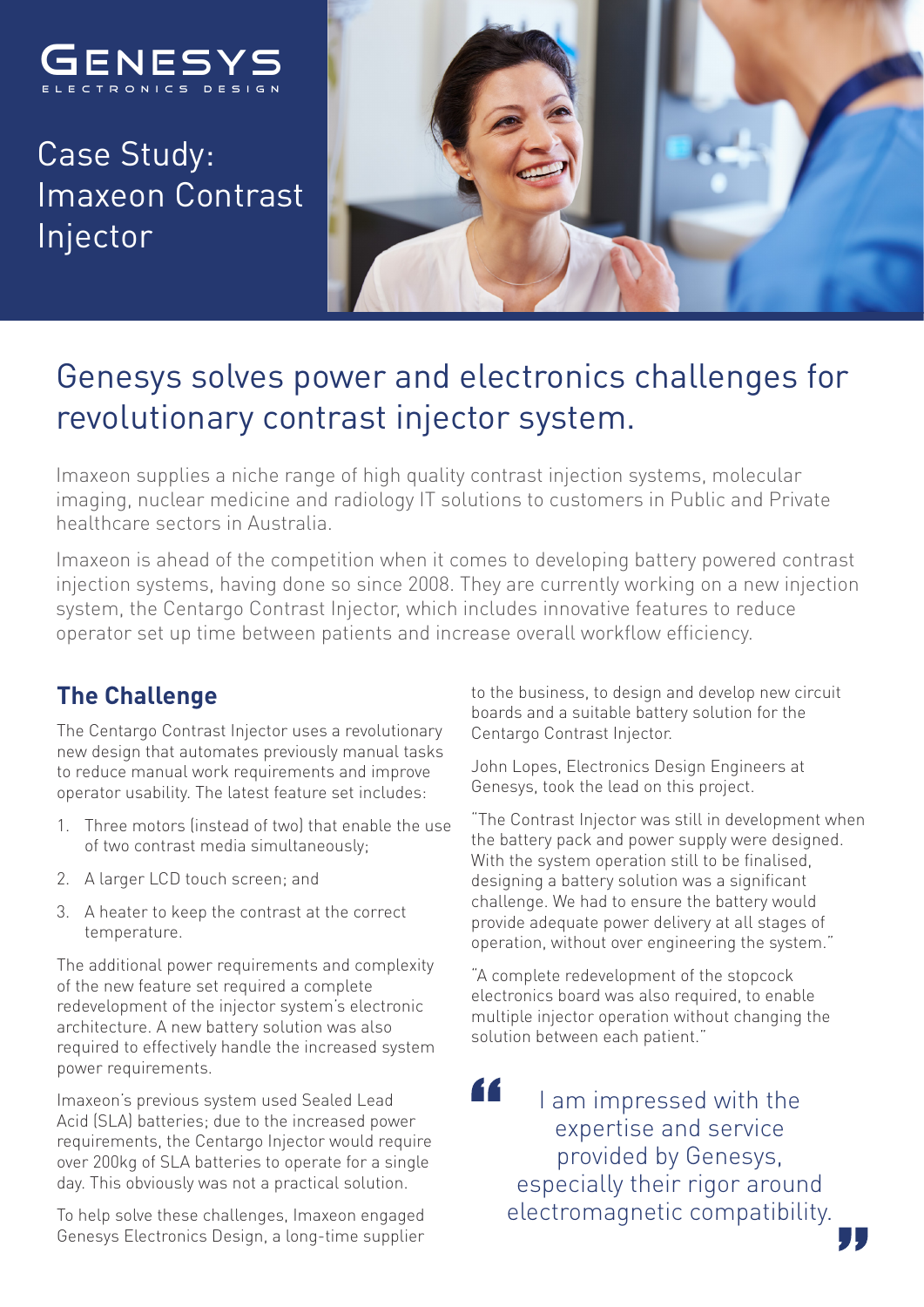GENESYS
ELECTRONICS DESIGN

# Case Study: Imaxeon Contrast Injector

## Genesys solves power and electronics challenges for revolutionary contrast injector system.

Imaxeon supplies a niche range of high quality contrast injection systems, molecular imaging, nuclear medicine and radiology IT solutions to customers in Public and Private healthcare sectors in Australia.

Imaxeon is ahead of the competition when it comes to developing battery powered contrast injection systems, having done so since 2008. They are currently working on a new injection system, the Centargo Contrast Injector, which includes innovative features to reduce operator set up time between patients and increase overall workflow efficiency.

### The Challenge

The Centargo Contrast Injector uses a revolutionary new design that automates previously manual tasks to reduce manual work requirements and improve operator usability. The latest feature set includes:

1. Three motors (instead of two) that enable the use of two contrast media simultaneously;
2. A larger LCD touch screen; and
3. A heater to keep the contrast at the correct temperature.

The additional power requirements and complexity of the new feature set required a complete redevelopment of the injector system's electronic architecture. A new battery solution was also required to effectively handle the increased system power requirements.

Imaxeon's previous system used Sealed Lead Acid (SLA) batteries; due to the increased power requirements, the Centargo Injector would require over 200kg of SLA batteries to operate for a single day. This obviously was not a practical solution.

To help solve these challenges, Imaxeon engaged Genesys Electronics Design, a long-time supplier to the business, to design and develop new circuit boards and a suitable battery solution for the Centargo Contrast Injector.

John Lopes, Electronics Design Engineers at Genesys, took the lead on this project.

"The Contrast Injector was still in development when the battery pack and power supply were designed. With the system operation still to be finalised, designing a battery solution was a significant challenge. We had to ensure the battery would provide adequate power delivery at all stages of operation, without over engineering the system."

"A complete redevelopment of the stopcock electronics board was also required, to enable multiple injector operation without changing the solution between each patient."

> "I am impressed with the expertise and service provided by Genesys, especially their rigor around electromagnetic compatibility."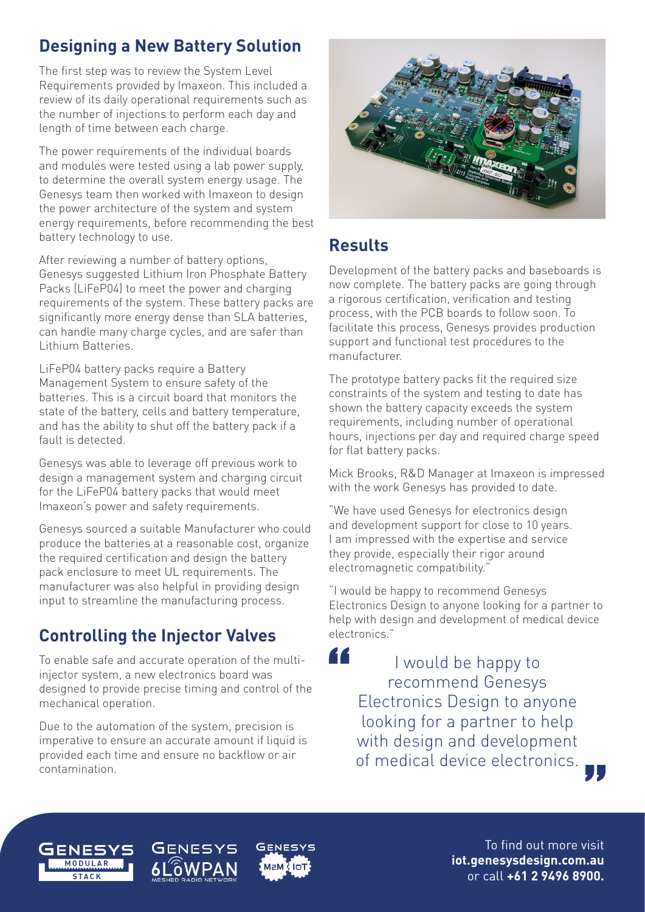## Designing a New Battery Solution

The first step was to review the System Level Requirements provided by Imaxeon. This included a review of its daily operational requirements such as the number of injections to perform each day and length of time between each charge.

The power requirements of the individual boards and modules were tested using a lab power supply, to determine the overall system energy usage. The Genesys team then worked with Imaxeon to design the power architecture of the system and system energy requirements, before recommending the best battery technology to use.

After reviewing a number of battery options, Genesys suggested Lithium Iron Phosphate Battery Packs (LiFeP04) to meet the power and charging requirements of the system. These battery packs are significantly more energy dense than SLA batteries, can handle many charge cycles, and are safer than Lithium Batteries.

LiFeP04 battery packs require a Battery Management System to ensure safety of the batteries. This is a circuit board that monitors the state of the battery, cells and battery temperature, and has the ability to shut off the battery pack if a fault is detected.

Genesys was able to leverage off previous work to design a management system and charging circuit for the LiFeP04 battery packs that would meet Imaxeon's power and safety requirements.

Genesys sourced a suitable Manufacturer who could produce the batteries at a reasonable cost, organize the required certification and design the battery pack enclosure to meet UL requirements. The manufacturer was also helpful in providing design input to streamline the manufacturing process.

## Controlling the Injector Valves

To enable safe and accurate operation of the multi-injector system, a new electronics board was designed to provide precise timing and control of the mechanical operation.

Due to the automation of the system, precision is imperative to ensure an accurate amount if liquid is provided each time and ensure no backflow or air contamination.

## Results

Development of the battery packs and baseboards is now complete. The battery packs are going through a rigorous certification, verification and testing process, with the PCB boards to follow soon. To facilitate this process, Genesys provides production support and functional test procedures to the manufacturer.

The prototype battery packs fit the required size constraints of the system and testing to date has shown the battery capacity exceeds the system requirements, including number of operational hours, injections per day and required charge speed for flat battery packs.

Mick Brooks, R&D Manager at Imaxeon is impressed with the work Genesys has provided to date.

"We have used Genesys for electronics design and development support for close to 10 years. I am impressed with the expertise and service they provide, especially their rigor around electromagnetic compatibility."

"I would be happy to recommend Genesys Electronics Design to anyone looking for a partner to help with design and development of medical device electronics."

> "I would be happy to recommend Genesys Electronics Design to anyone looking for a partner to help with design and development of medical device electronics."

To find out more visit **iot.genesysdesign.com.au** or call **+61 2 9496 8900.**